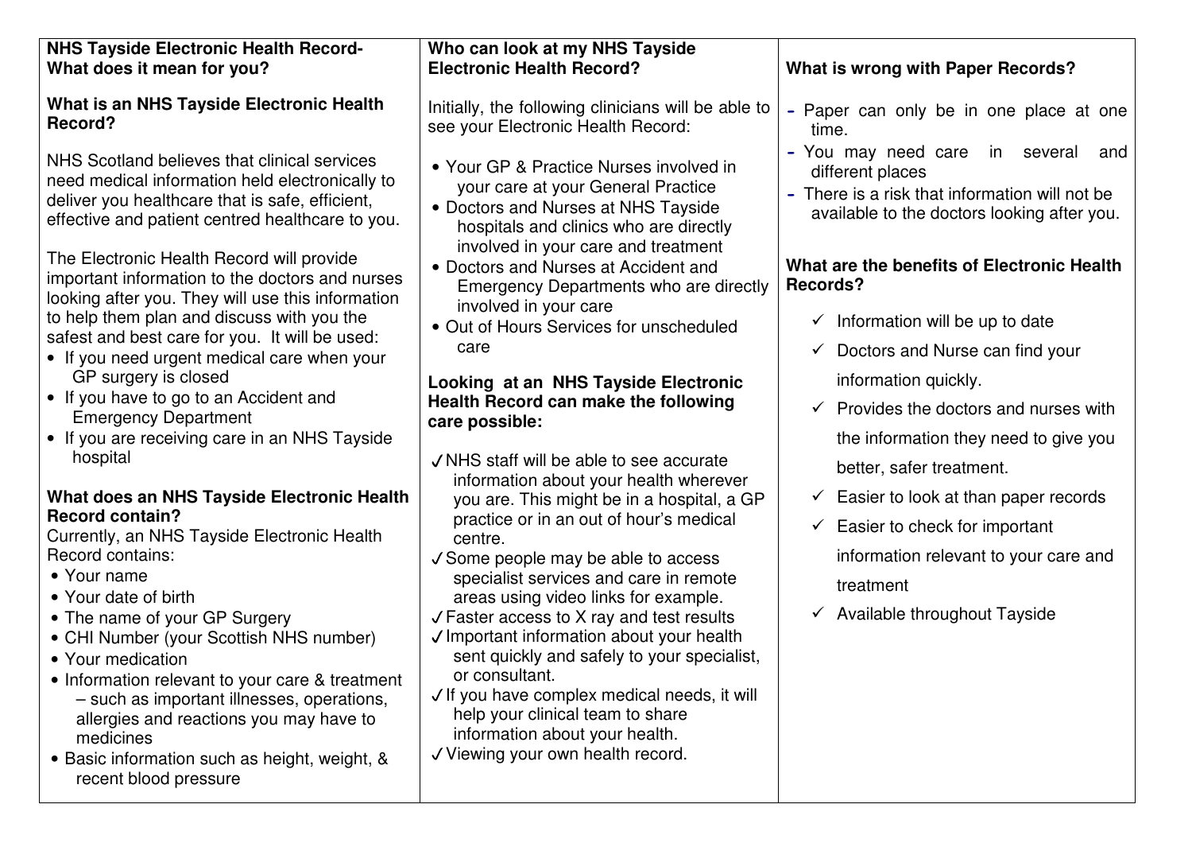## NHS Tayside Electronic Health Record- What does it mean for you?

### What is an NHS Tayside Electronic Health Record?

NHS Scotland believes that clinical services need medical information held electronically to deliver you healthcare that is safe, efficient, effective and patient centred healthcare to you.

The Electronic Health Record will provide important information to the doctors and nurses looking after you. They will use this information to help them plan and discuss with you the safest and best care for you. It will be used:

- If you need urgent medical care when your GP surgery is closed
- If you have to go to an Accident and Emergency Department
- If you are receiving care in an NHS Tayside hospital

### What does an NHS Tayside Electronic Health Record contain?

Currently, an NHS Tayside Electronic Health Record contains:

- Your name
- Your date of birth
- The name of your GP Surgery
- CHI Number (your Scottish NHS number)
- Your medication
- Information relevant to your care & treatment – such as important illnesses, operations, allergies and reactions you may have to medicines
- Basic information such as height, weight, & recent blood pressure

### Who can look at my NHS Tayside Electronic Health Record?

Initially, the following clinicians will be able to see your Electronic Health Record:

- Your GP & Practice Nurses involved in your care at your General Practice
- Doctors and Nurses at NHS Tayside hospitals and clinics who are directly involved in your care and treatment
- Doctors and Nurses at Accident and Emergency Departments who are directly involved in your care
- Out of Hours Services for unscheduled care

### Looking at an NHS Tayside Electronic Health Record can make the following care possible:

- ✓ NHS staff will be able to see accurate information about your health wherever you are. This might be in a hospital, a GP practice or in an out of hour's medical centre.
- ✓ Some people may be able to access specialist services and care in remote areas using video links for example.
- ✓ Faster access to X ray and test results
- ✓ Important information about your health sent quickly and safely to your specialist, or consultant.
- ✓ If you have complex medical needs, it will help your clinical team to share information about your health.
- ✓ Viewing your own health record.

### What is wrong with Paper Records?

- Paper can only be in one place at one time.
- You may need care in several and different places
- There is a risk that information will not be available to the doctors looking after you.

### What are the benefits of Electronic Health Records?

- ✓ Information will be up to date
- ✓ Doctors and Nurse can find your information quickly.
- ✓ Provides the doctors and nurses with the information they need to give you better, safer treatment.
- ✓ Easier to look at than paper records
- ✓ Easier to check for important information relevant to your care and treatment
- ✓ Available throughout Tayside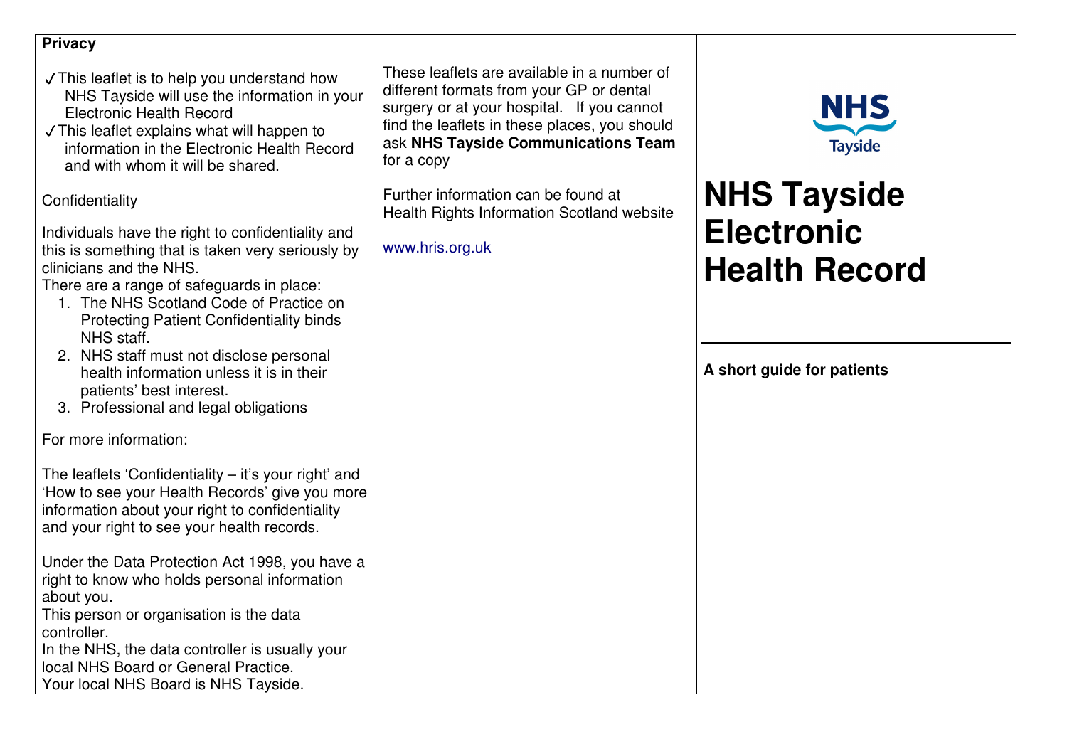**Privacy**

- ✓ This leaflet is to help you understand how NHS Tayside will use the information in your Electronic Health Record
- ✓ This leaflet explains what will happen to information in the Electronic Health Record and with whom it will be shared.

Confidentiality

Individuals have the right to confidentiality and this is something that is taken very seriously by clinicians and the NHS.
There are a range of safeguards in place:

1. The NHS Scotland Code of Practice on Protecting Patient Confidentiality binds NHS staff.
2. NHS staff must not disclose personal health information unless it is in their patients' best interest.
3. Professional and legal obligations

For more information:

The leaflets 'Confidentiality – it's your right' and 'How to see your Health Records' give you more information about your right to confidentiality and your right to see your health records.

Under the Data Protection Act 1998, you have a right to know who holds personal information about you.
This person or organisation is the data controller.
In the NHS, the data controller is usually your local NHS Board or General Practice.
Your local NHS Board is NHS Tayside.

These leaflets are available in a number of different formats from your GP or dental surgery or at your hospital. If you cannot find the leaflets in these places, you should ask **NHS Tayside Communications Team** for a copy

Further information can be found at Health Rights Information Scotland website

www.hris.org.uk

NHS Tayside

# NHS Tayside Electronic Health Record

**A short guide for patients**